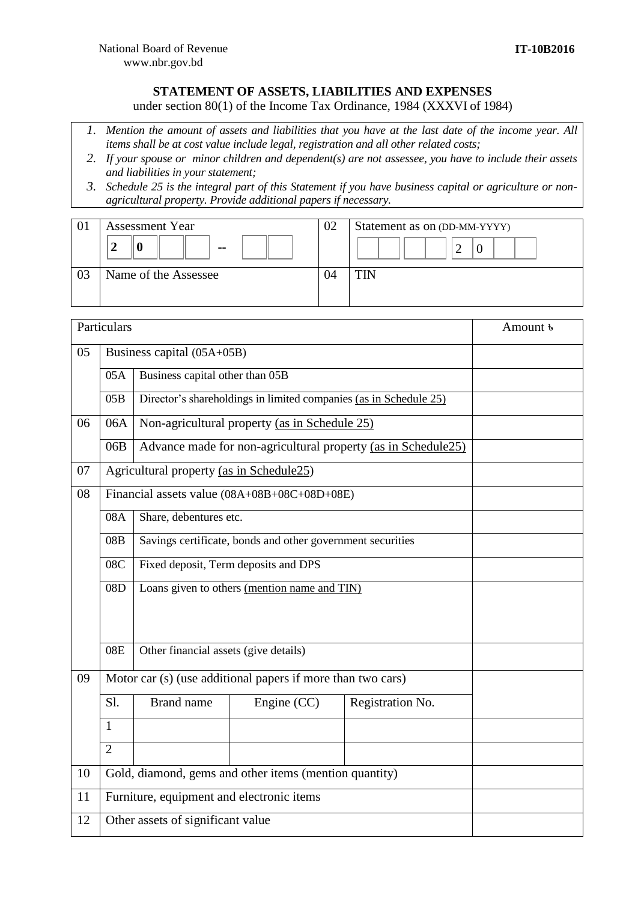National Board of Revenue
www.nbr.gov.bd

**IT-10B2016**

## STATEMENT OF ASSETS, LIABILITIES AND EXPENSES

under section 80(1) of the Income Tax Ordinance, 1984 (XXXVI of 1984)

1. *Mention the amount of assets and liabilities that you have at the last date of the income year. All items shall be at cost value include legal, registration and all other related costs;*
2. *If your spouse or minor children and dependent(s) are not assessee, you have to include their assets and liabilities in your statement;*
3. *Schedule 25 is the integral part of this Statement if you have business capital or agriculture or non-agricultural property. Provide additional papers if necessary.*

| | | | |
|---|---|---|---|
| 01 | Assessment Year<br>**2 0** _ _ -- _ _ | 02 | Statement as on (DD-MM-YYYY)<br>_ _ _ _ 2 0 _ _ |
| 03 | Name of the Assessee | 04 | TIN |

| Particulars | | | | | Amount ৳ |
|---|---|---|---|---|---|
| 05 | Business capital (05A+05B) | | | | |
| | 05A | Business capital other than 05B | | | |
| | 05B | Director's shareholdings in limited companies (as in Schedule 25) | | | |
| 06 | 06A | Non-agricultural property (as in Schedule 25) | | | |
| | 06B | Advance made for non-agricultural property (as in Schedule25) | | | |
| 07 | Agricultural property (as in Schedule25) | | | | |
| 08 | Financial assets value (08A+08B+08C+08D+08E) | | | | |
| | 08A | Share, debentures etc. | | | |
| | 08B | Savings certificate, bonds and other government securities | | | |
| | 08C | Fixed deposit, Term deposits and DPS | | | |
| | 08D | Loans given to others (mention name and TIN) | | | |
| | 08E | Other financial assets (give details) | | | |
| 09 | Motor car (s) (use additional papers if more than two cars) | | | | |
| | Sl. | Brand name | Engine (CC) | Registration No. | |
| | 1 | | | | |
| | 2 | | | | |
| 10 | Gold, diamond, gems and other items (mention quantity) | | | | |
| 11 | Furniture, equipment and electronic items | | | | |
| 12 | Other assets of significant value | | | | |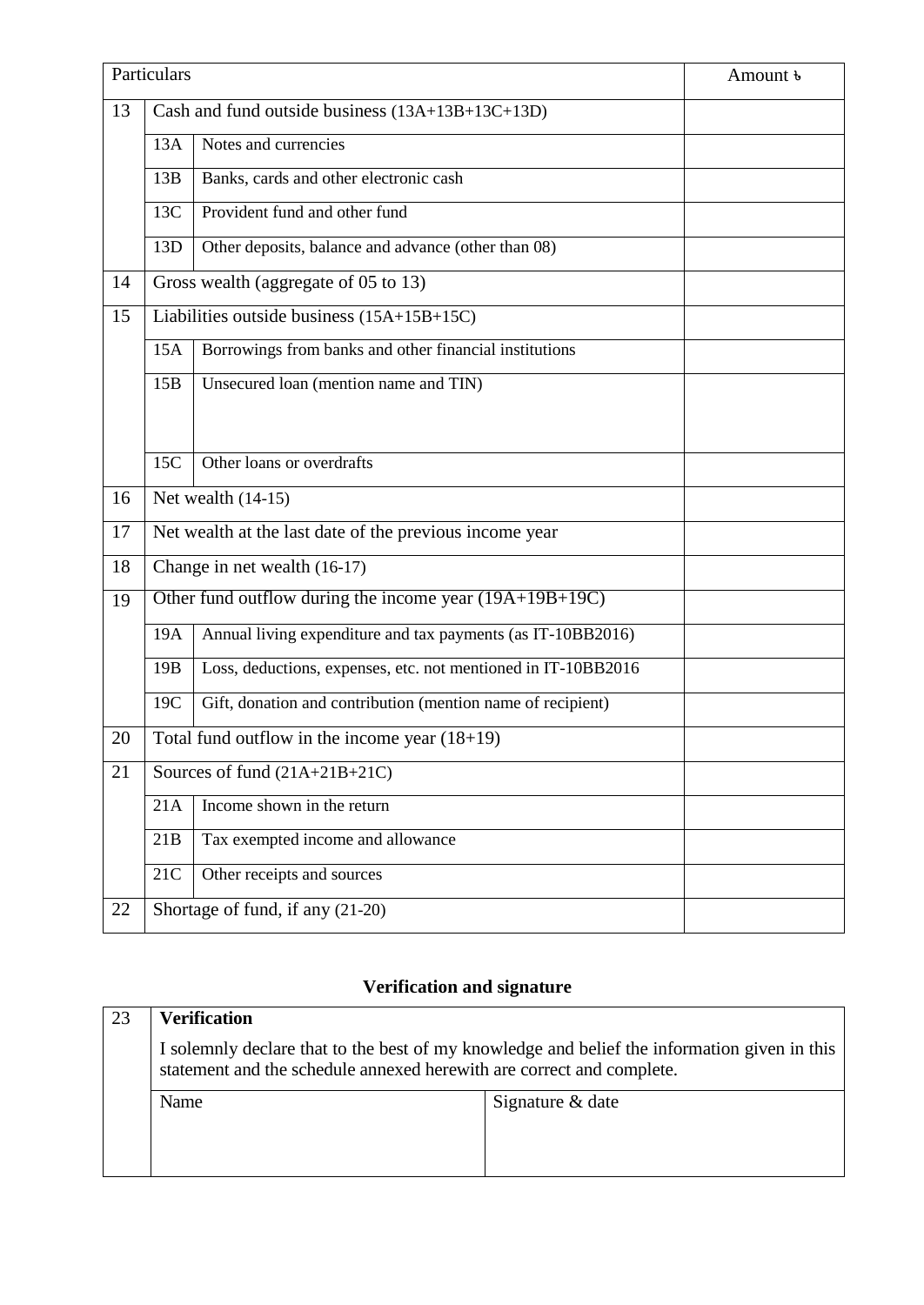| Particulars | | | Amount ৳ |
|---|---|---|---|
| 13 | Cash and fund outside business (13A+13B+13C+13D) | | |
| | 13A | Notes and currencies | |
| | 13B | Banks, cards and other electronic cash | |
| | 13C | Provident fund and other fund | |
| | 13D | Other deposits, balance and advance (other than 08) | |
| 14 | Gross wealth (aggregate of 05 to 13) | | |
| 15 | Liabilities outside business (15A+15B+15C) | | |
| | 15A | Borrowings from banks and other financial institutions | |
| | 15B | Unsecured loan (mention name and TIN) | |
| | 15C | Other loans or overdrafts | |
| 16 | Net wealth (14-15) | | |
| 17 | Net wealth at the last date of the previous income year | | |
| 18 | Change in net wealth (16-17) | | |
| 19 | Other fund outflow during the income year (19A+19B+19C) | | |
| | 19A | Annual living expenditure and tax payments (as IT-10BB2016) | |
| | 19B | Loss, deductions, expenses, etc. not mentioned in IT-10BB2016 | |
| | 19C | Gift, donation and contribution (mention name of recipient) | |
| 20 | Total fund outflow in the income year (18+19) | | |
| 21 | Sources of fund (21A+21B+21C) | | |
| | 21A | Income shown in the return | |
| | 21B | Tax exempted income and allowance | |
| | 21C | Other receipts and sources | |
| 22 | Shortage of fund, if any (21-20) | | |

## Verification and signature

| 23 | **Verification** | |
|---|---|---|
| | I solemnly declare that to the best of my knowledge and belief the information given in this statement and the schedule annexed herewith are correct and complete. | |
| | Name | Signature & date |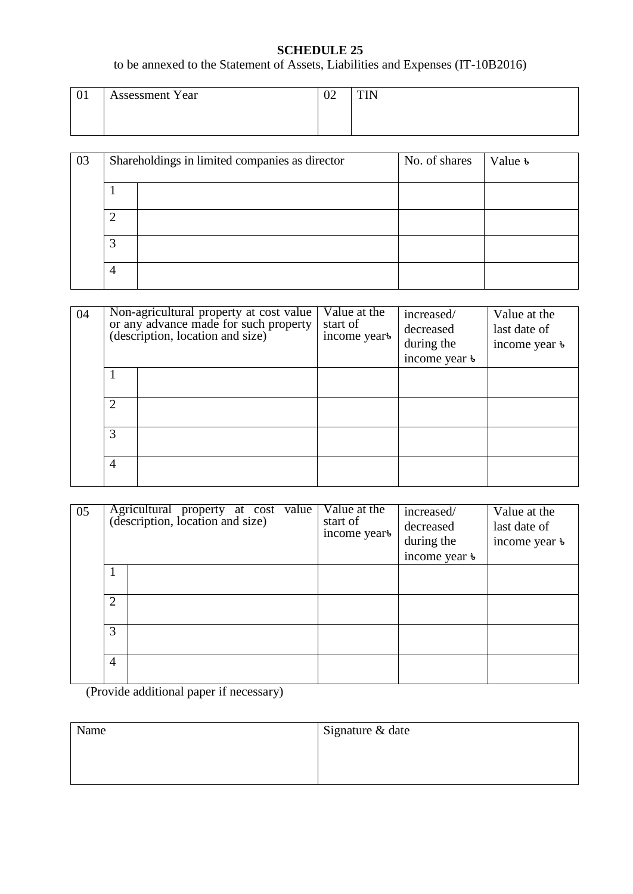**SCHEDULE 25**

to be annexed to the Statement of Assets, Liabilities and Expenses (IT-10B2016)

| | | | |
|---|---|---|---|
| 01 | Assessment Year | 02 | TIN |

| | | | | |
|---|---|---|---|---|
| 03 | Shareholdings in limited companies as director | | No. of shares | Value ৳ |
| | 1 | | | |
| | 2 | | | |
| | 3 | | | |
| | 4 | | | |

| | | | | | |
|---|---|---|---|---|---|
| 04 | Non-agricultural property at cost value or any advance made for such property (description, location and size) | | Value at the start of income year৳ | increased/ decreased during the income year ৳ | Value at the last date of income year ৳ |
| | 1 | | | | |
| | 2 | | | | |
| | 3 | | | | |
| | 4 | | | | |

| | | | | | |
|---|---|---|---|---|---|
| 05 | Agricultural property at cost value (description, location and size) | | Value at the start of income year৳ | increased/ decreased during the income year ৳ | Value at the last date of income year ৳ |
| | 1 | | | | |
| | 2 | | | | |
| | 3 | | | | |
| | 4 | | | | |

(Provide additional paper if necessary)

| | |
|---|---|
| Name | Signature & date |